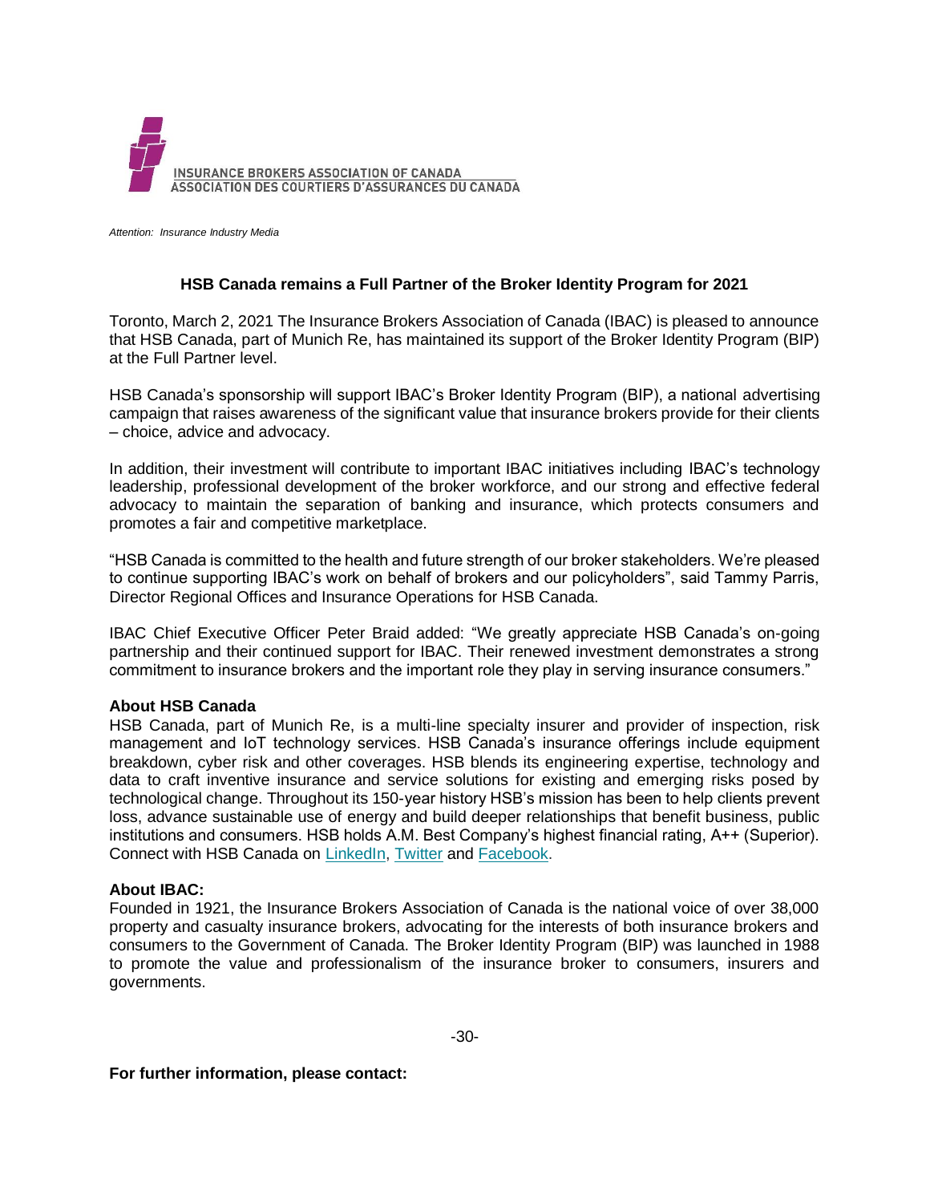INSURANCE BROKERS ASSOCIATION OF CANADA
ASSOCIATION DES COURTIERS D'ASSURANCES DU CANADA

*Attention: Insurance Industry Media*

## HSB Canada remains a Full Partner of the Broker Identity Program for 2021

Toronto, March 2, 2021 The Insurance Brokers Association of Canada (IBAC) is pleased to announce that HSB Canada, part of Munich Re, has maintained its support of the Broker Identity Program (BIP) at the Full Partner level.

HSB Canada's sponsorship will support IBAC's Broker Identity Program (BIP), a national advertising campaign that raises awareness of the significant value that insurance brokers provide for their clients – choice, advice and advocacy.

In addition, their investment will contribute to important IBAC initiatives including IBAC's technology leadership, professional development of the broker workforce, and our strong and effective federal advocacy to maintain the separation of banking and insurance, which protects consumers and promotes a fair and competitive marketplace.

"HSB Canada is committed to the health and future strength of our broker stakeholders. We're pleased to continue supporting IBAC's work on behalf of brokers and our policyholders", said Tammy Parris, Director Regional Offices and Insurance Operations for HSB Canada.

IBAC Chief Executive Officer Peter Braid added: "We greatly appreciate HSB Canada's on-going partnership and their continued support for IBAC. Their renewed investment demonstrates a strong commitment to insurance brokers and the important role they play in serving insurance consumers."

**About HSB Canada**

HSB Canada, part of Munich Re, is a multi-line specialty insurer and provider of inspection, risk management and IoT technology services. HSB Canada's insurance offerings include equipment breakdown, cyber risk and other coverages. HSB blends its engineering expertise, technology and data to craft inventive insurance and service solutions for existing and emerging risks posed by technological change. Throughout its 150-year history HSB's mission has been to help clients prevent loss, advance sustainable use of energy and build deeper relationships that benefit business, public institutions and consumers. HSB holds A.M. Best Company's highest financial rating, A++ (Superior). Connect with HSB Canada on LinkedIn, Twitter and Facebook.

**About IBAC:**

Founded in 1921, the Insurance Brokers Association of Canada is the national voice of over 38,000 property and casualty insurance brokers, advocating for the interests of both insurance brokers and consumers to the Government of Canada. The Broker Identity Program (BIP) was launched in 1988 to promote the value and professionalism of the insurance broker to consumers, insurers and governments.

-30-

**For further information, please contact:**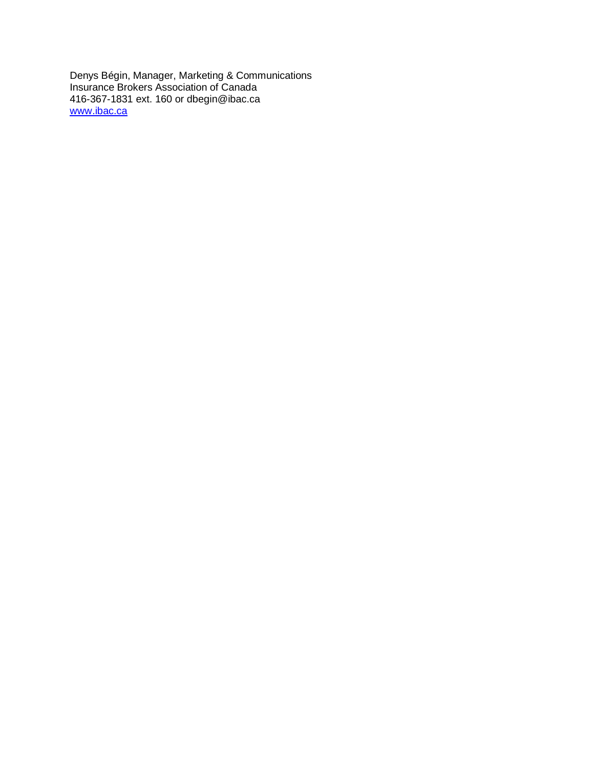Denys Bégin, Manager, Marketing & Communications
Insurance Brokers Association of Canada
416-367-1831 ext. 160 or dbegin@ibac.ca
[www.ibac.ca](http://www.ibac.ca)